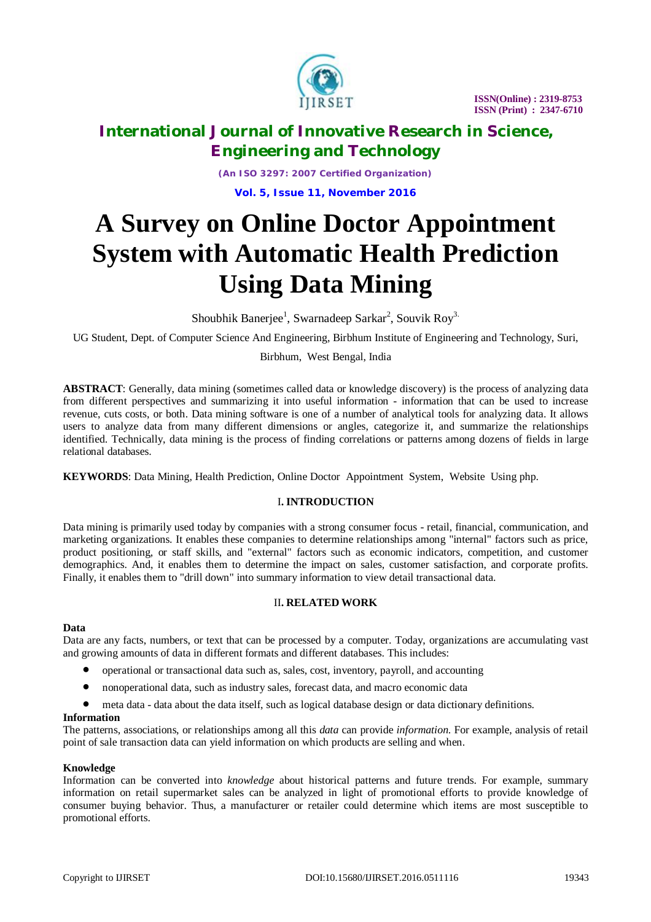# A Survey on Online Doctor Appointment System with Automatic Health Prediction Using Data Mining

Shoubhik Banerjee[1], Swarnadeep Sarkar[2], Souvik Roy[3.]

UG Student, Dept. of Computer Science And Engineering, Birbhum Institute of Engineering and Technology, Suri, Birbhum, West Bengal, India

**ABSTRACT**: Generally, data mining (sometimes called data or knowledge discovery) is the process of analyzing data from different perspectives and summarizing it into useful information - information that can be used to increase revenue, cuts costs, or both. Data mining software is one of a number of analytical tools for analyzing data. It allows users to analyze data from many different dimensions or angles, categorize it, and summarize the relationships identified. Technically, data mining is the process of finding correlations or patterns among dozens of fields in large relational databases.

**KEYWORDS**: Data Mining, Health Prediction, Online Doctor Appointment System, Website Using php.

## I. INTRODUCTION

Data mining is primarily used today by companies with a strong consumer focus - retail, financial, communication, and marketing organizations. It enables these companies to determine relationships among "internal" factors such as price, product positioning, or staff skills, and "external" factors such as economic indicators, competition, and customer demographics. And, it enables them to determine the impact on sales, customer satisfaction, and corporate profits. Finally, it enables them to "drill down" into summary information to view detail transactional data.

## II. RELATED WORK

### Data

Data are any facts, numbers, or text that can be processed by a computer. Today, organizations are accumulating vast and growing amounts of data in different formats and different databases. This includes:

- operational or transactional data such as, sales, cost, inventory, payroll, and accounting
- nonoperational data, such as industry sales, forecast data, and macro economic data
- meta data - data about the data itself, such as logical database design or data dictionary definitions.

### Information

The patterns, associations, or relationships among all this *data* can provide *information*. For example, analysis of retail point of sale transaction data can yield information on which products are selling and when.

### Knowledge

Information can be converted into *knowledge* about historical patterns and future trends. For example, summary information on retail supermarket sales can be analyzed in light of promotional efforts to provide knowledge of consumer buying behavior. Thus, a manufacturer or retailer could determine which items are most susceptible to promotional efforts.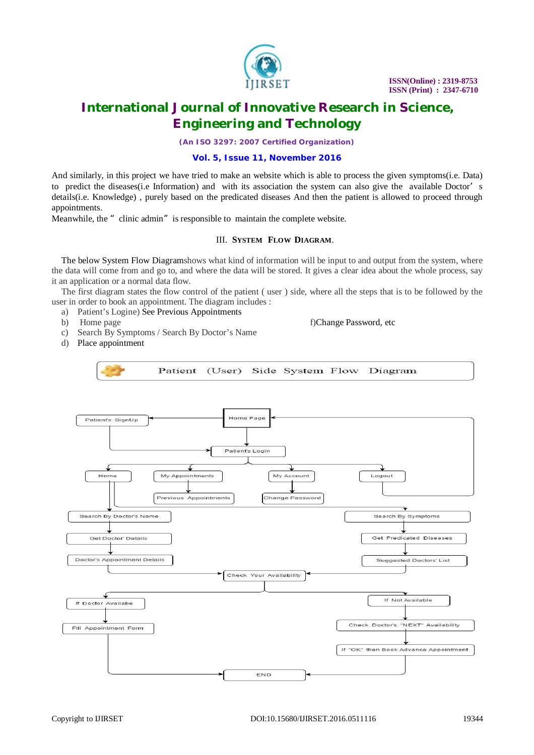And similarly, in this project we have tried to make an website which is able to process the given symptoms(i.e. Data) to predict the diseases(i.e Information) and with its association the system can also give the available Doctor's details(i.e. Knowledge) , purely based on the predicated diseases And then the patient is allowed to proceed through appointments.

Meanwhile, the " clinic admin" is responsible to maintain the complete website.

## III. SYSTEM FLOW DIAGRAM.

The below System Flow Diagramshows what kind of information will be input to and output from the system, where the data will come from and go to, and where the data will be stored. It gives a clear idea about the whole process, say it an application or a normal data flow.

The first diagram states the flow control of the patient ( user ) side, where all the steps that is to be followed by the user in order to book an appointment. The diagram includes :

a) Patient's Logine) See Previous Appointments
b) Home page f)Change Password, etc
c) Search By Symptoms / Search By Doctor's Name
d) Place appointment

Patient (User) Side System Flow Diagram

Home Page → Patient's SignUp → Patient's Login
Home Page → Patient's Login
Patient's Login → Home, My Appointments, My Account, Logout
My Appointments → Previous Appointments
My Account → Change Password
Logout → Home Page
Home → Search By Doctor's Name → Get Doctor' Details → Doctor's Appointment Details → Check Your Availability
Home → Search By Symptoms → Get Predicated Diseases → Suggested Doctors' List → Check Your Availability
Check Your Availability → If Doctor Availabe → Fill Appointment Form → END
Check Your Availability → If Not Available → Check Doctor's "NEXT" Availability → If "OK" then Book Advance Appointment → END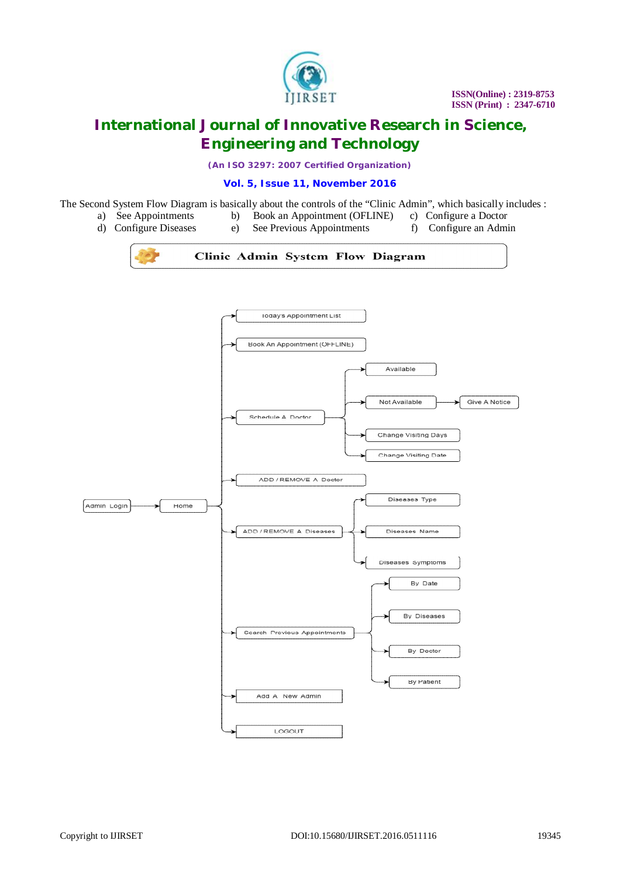The Second System Flow Diagram is basically about the controls of the "Clinic Admin", which basically includes :

- a) See Appointments
- b) Book an Appointment (OFLINE)
- c) Configure a Doctor
- d) Configure Diseases
- e) See Previous Appointments
- f) Configure an Admin

**Clinic Admin System Flow Diagram**

Admin Login → Home

Home →
- Todays Appointment List
- Book An Appointment (OFFLINE)
- Schedule A Doctor
  - Available
  - Not Available → Give A Notice
  - Change Visiting Days
  - Change Visiting Date
- ADD / REMOVE A Doctor
- ADD / REMOVE A Diseases
  - Diseases Type
  - Diseases Name
  - Diseases Symptoms
- Search Previous Appointments
  - By Date
  - By Diseases
  - By Doctor
  - By Patient
- Add A New Admin
- LOGOUT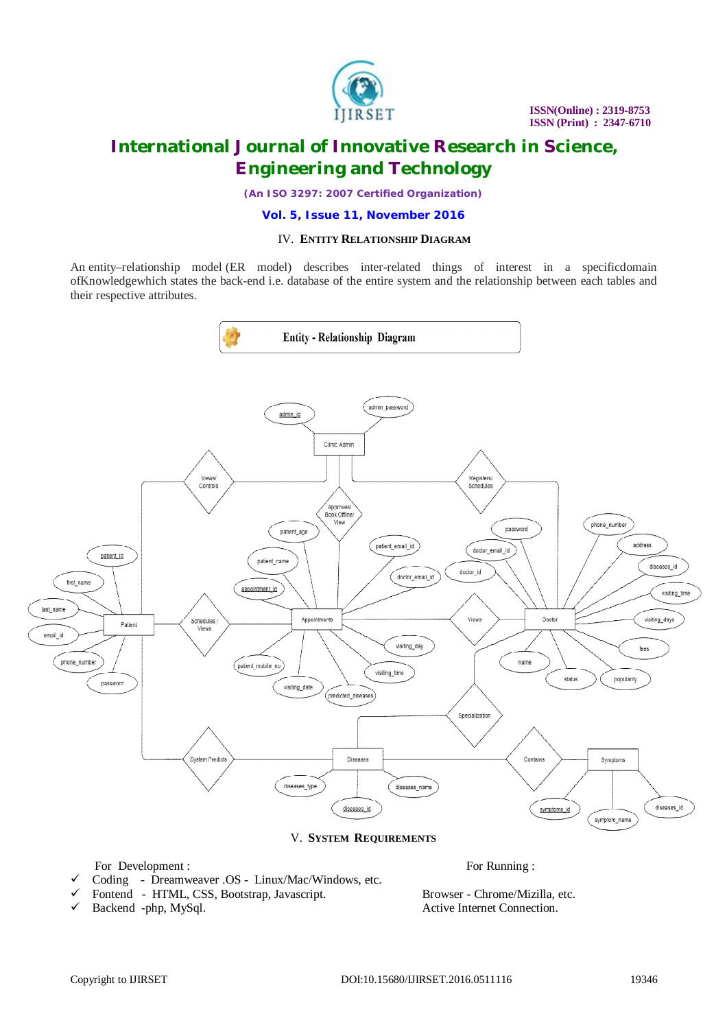## IV. ENTITY RELATIONSHIP DIAGRAM

An entity–relationship model (ER model) describes inter-related things of interest in a specificdomain ofKnowledgewhich states the back-end i.e. database of the entire system and the relationship between each tables and their respective attributes.

Entity - Relationship Diagram

## V. SYSTEM REQUIREMENTS

For Development :

- ✓ Coding - Dreamweaver .OS - Linux/Mac/Windows, etc.
- ✓ Fontend - HTML, CSS, Bootstrap, Javascript.
- ✓ Backend -php, MySql.

For Running :

Browser - Chrome/Mizilla, etc.
Active Internet Connection.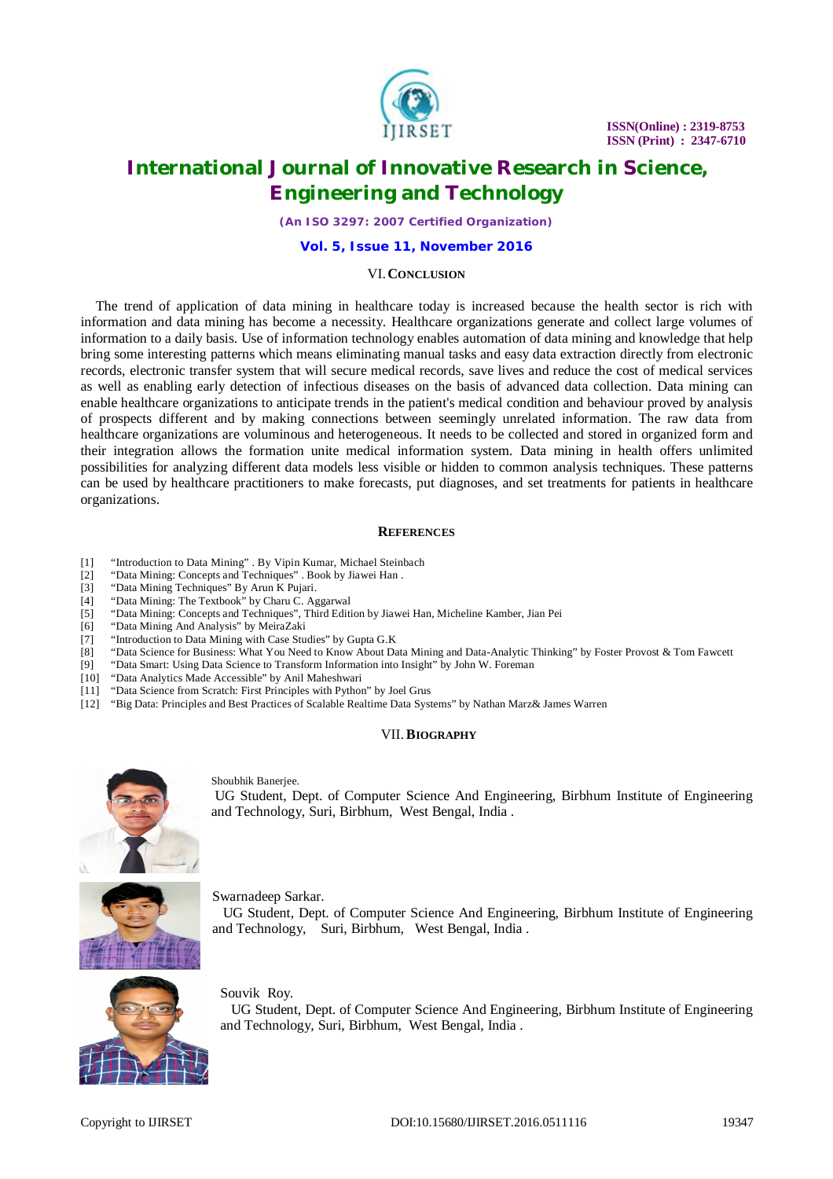## VI. CONCLUSION

The trend of application of data mining in healthcare today is increased because the health sector is rich with information and data mining has become a necessity. Healthcare organizations generate and collect large volumes of information to a daily basis. Use of information technology enables automation of data mining and knowledge that help bring some interesting patterns which means eliminating manual tasks and easy data extraction directly from electronic records, electronic transfer system that will secure medical records, save lives and reduce the cost of medical services as well as enabling early detection of infectious diseases on the basis of advanced data collection. Data mining can enable healthcare organizations to anticipate trends in the patient's medical condition and behaviour proved by analysis of prospects different and by making connections between seemingly unrelated information. The raw data from healthcare organizations are voluminous and heterogeneous. It needs to be collected and stored in organized form and their integration allows the formation unite medical information system. Data mining in health offers unlimited possibilities for analyzing different data models less visible or hidden to common analysis techniques. These patterns can be used by healthcare practitioners to make forecasts, put diagnoses, and set treatments for patients in healthcare organizations.

## REFERENCES

[1] "Introduction to Data Mining" . By Vipin Kumar, Michael Steinbach
[2] "Data Mining: Concepts and Techniques" . Book by Jiawei Han .
[3] "Data Mining Techniques" By Arun K Pujari.
[4] "Data Mining: The Textbook" by Charu C. Aggarwal
[5] "Data Mining: Concepts and Techniques", Third Edition by Jiawei Han, Micheline Kamber, Jian Pei
[6] "Data Mining And Analysis" by MeiraZaki
[7] "Introduction to Data Mining with Case Studies" by Gupta G.K
[8] "Data Science for Business: What You Need to Know About Data Mining and Data-Analytic Thinking" by Foster Provost & Tom Fawcett
[9] "Data Smart: Using Data Science to Transform Information into Insight" by John W. Foreman
[10] "Data Analytics Made Accessible" by Anil Maheshwari
[11] "Data Science from Scratch: First Principles with Python" by Joel Grus
[12] "Big Data: Principles and Best Practices of Scalable Realtime Data Systems" by Nathan Marz& James Warren

## VII. BIOGRAPHY

Shoubhik Banerjee.
UG Student, Dept. of Computer Science And Engineering, Birbhum Institute of Engineering and Technology, Suri, Birbhum, West Bengal, India .

Swarnadeep Sarkar.
UG Student, Dept. of Computer Science And Engineering, Birbhum Institute of Engineering and Technology, Suri, Birbhum, West Bengal, India .

Souvik Roy.
UG Student, Dept. of Computer Science And Engineering, Birbhum Institute of Engineering and Technology, Suri, Birbhum, West Bengal, India .